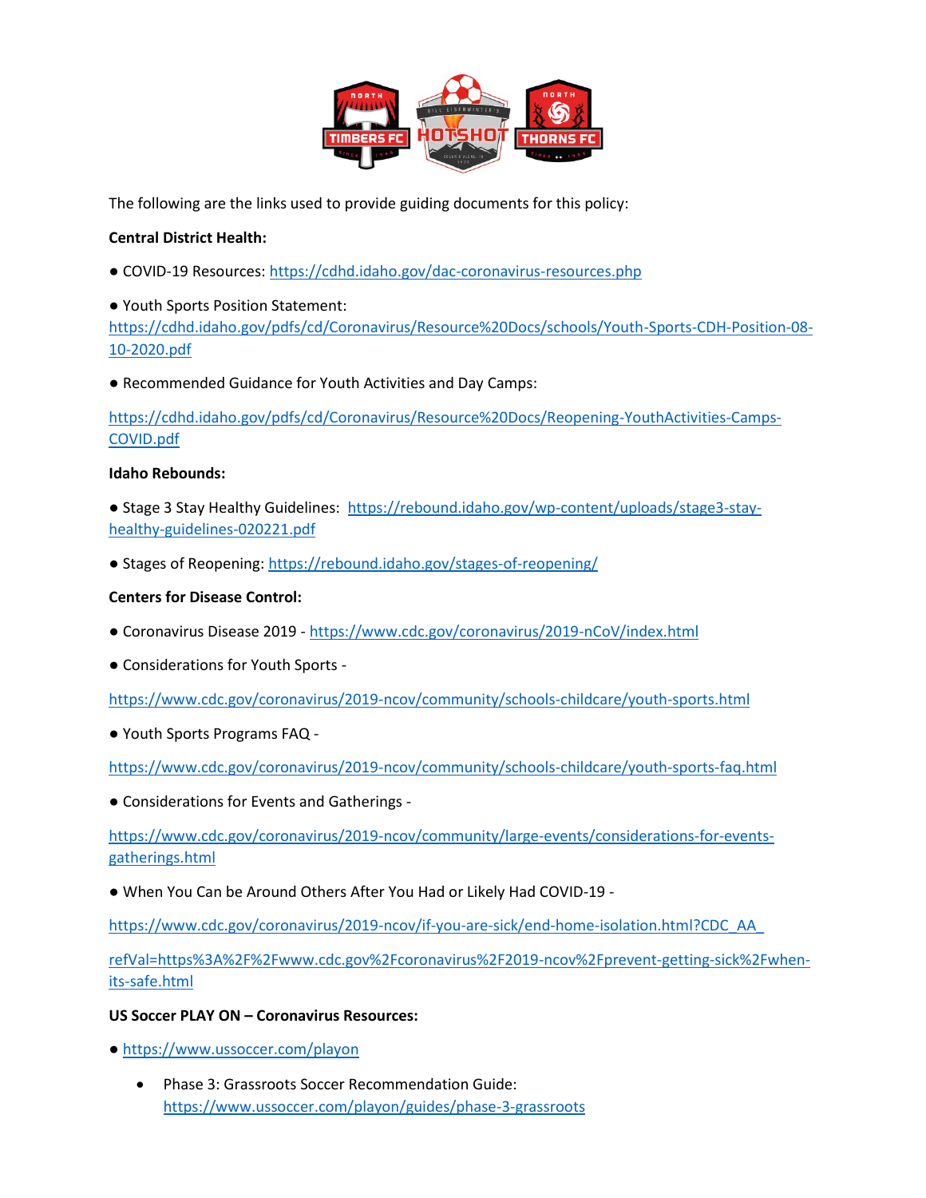The following are the links used to provide guiding documents for this policy:

**Central District Health:**

- COVID-19 Resources: https://cdhd.idaho.gov/dac-coronavirus-resources.php

- Youth Sports Position Statement: https://cdhd.idaho.gov/pdfs/cd/Coronavirus/Resource%20Docs/schools/Youth-Sports-CDH-Position-08-10-2020.pdf

- Recommended Guidance for Youth Activities and Day Camps:

  https://cdhd.idaho.gov/pdfs/cd/Coronavirus/Resource%20Docs/Reopening-YouthActivities-Camps-COVID.pdf

**Idaho Rebounds:**

- Stage 3 Stay Healthy Guidelines: https://rebound.idaho.gov/wp-content/uploads/stage3-stay-healthy-guidelines-020221.pdf

- Stages of Reopening: https://rebound.idaho.gov/stages-of-reopening/

**Centers for Disease Control:**

- Coronavirus Disease 2019 - https://www.cdc.gov/coronavirus/2019-nCoV/index.html

- Considerations for Youth Sports -

  https://www.cdc.gov/coronavirus/2019-ncov/community/schools-childcare/youth-sports.html

- Youth Sports Programs FAQ -

  https://www.cdc.gov/coronavirus/2019-ncov/community/schools-childcare/youth-sports-faq.html

- Considerations for Events and Gatherings -

  https://www.cdc.gov/coronavirus/2019-ncov/community/large-events/considerations-for-events-gatherings.html

- When You Can be Around Others After You Had or Likely Had COVID-19 -

  https://www.cdc.gov/coronavirus/2019-ncov/if-you-are-sick/end-home-isolation.html?CDC_AA_refVal=https%3A%2F%2Fwww.cdc.gov%2Fcoronavirus%2F2019-ncov%2Fprevent-getting-sick%2Fwhen-its-safe.html

**US Soccer PLAY ON – Coronavirus Resources:**

- https://www.ussoccer.com/playon
  - Phase 3: Grassroots Soccer Recommendation Guide: https://www.ussoccer.com/playon/guides/phase-3-grassroots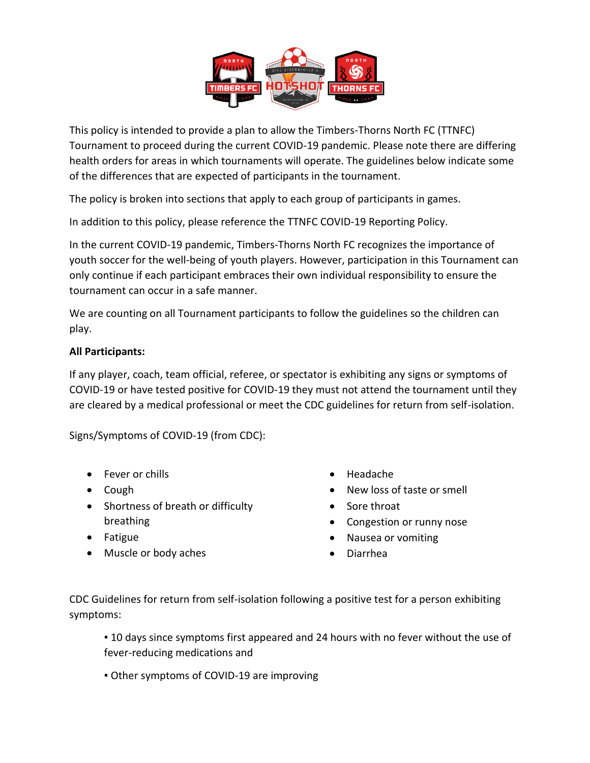This policy is intended to provide a plan to allow the Timbers-Thorns North FC (TTNFC) Tournament to proceed during the current COVID-19 pandemic. Please note there are differing health orders for areas in which tournaments will operate. The guidelines below indicate some of the differences that are expected of participants in the tournament.

The policy is broken into sections that apply to each group of participants in games.

In addition to this policy, please reference the TTNFC COVID-19 Reporting Policy.

In the current COVID-19 pandemic, Timbers-Thorns North FC recognizes the importance of youth soccer for the well-being of youth players. However, participation in this Tournament can only continue if each participant embraces their own individual responsibility to ensure the tournament can occur in a safe manner.

We are counting on all Tournament participants to follow the guidelines so the children can play.

**All Participants:**

If any player, coach, team official, referee, or spectator is exhibiting any signs or symptoms of COVID-19 or have tested positive for COVID-19 they must not attend the tournament until they are cleared by a medical professional or meet the CDC guidelines for return from self-isolation.

Signs/Symptoms of COVID-19 (from CDC):

- Fever or chills
- Cough
- Shortness of breath or difficulty breathing
- Fatigue
- Muscle or body aches
- Headache
- New loss of taste or smell
- Sore throat
- Congestion or runny nose
- Nausea or vomiting
- Diarrhea

CDC Guidelines for return from self-isolation following a positive test for a person exhibiting symptoms:

- 10 days since symptoms first appeared and 24 hours with no fever without the use of fever-reducing medications and
- Other symptoms of COVID-19 are improving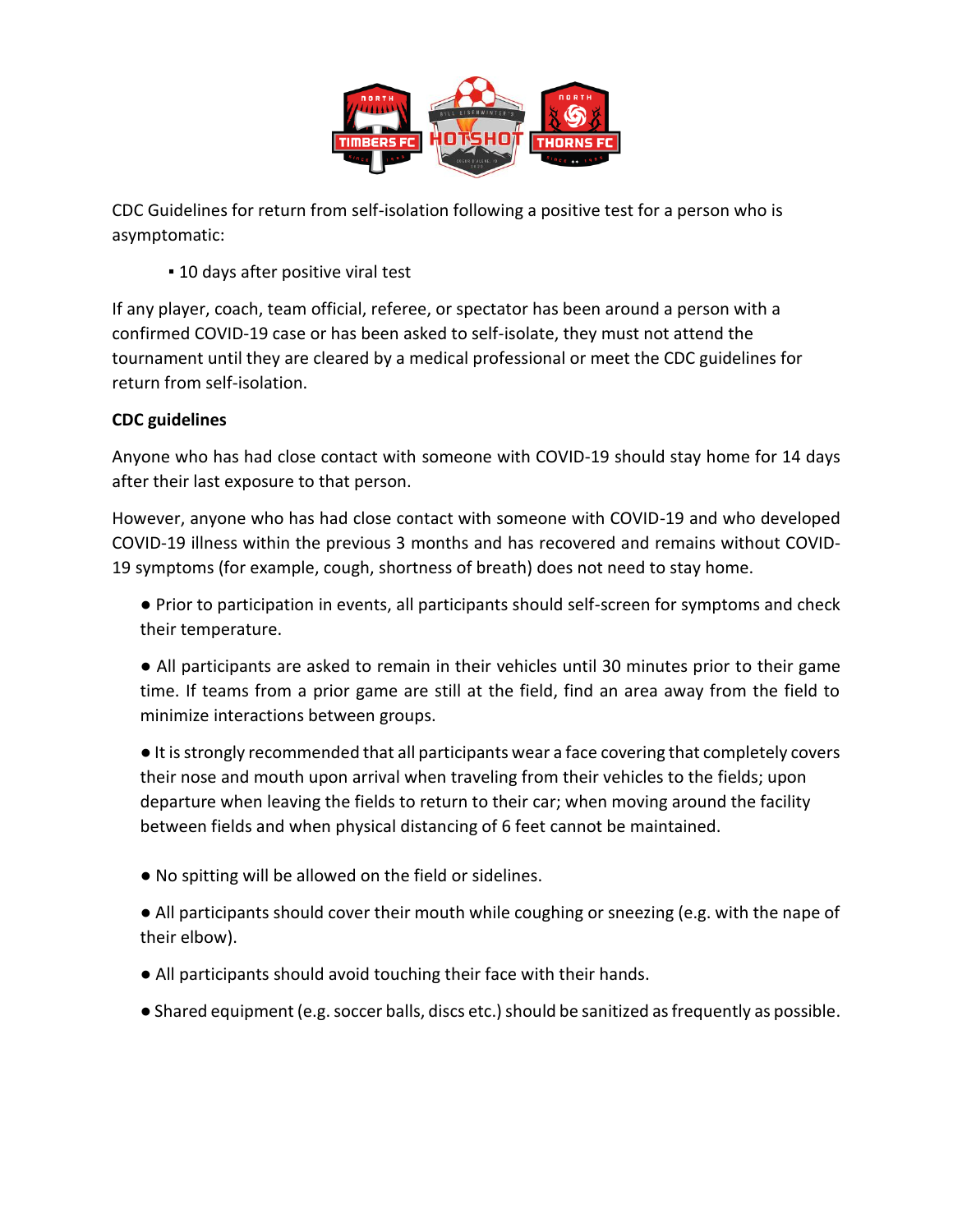CDC Guidelines for return from self-isolation following a positive test for a person who is asymptomatic:

- 10 days after positive viral test

If any player, coach, team official, referee, or spectator has been around a person with a confirmed COVID-19 case or has been asked to self-isolate, they must not attend the tournament until they are cleared by a medical professional or meet the CDC guidelines for return from self-isolation.

**CDC guidelines**

Anyone who has had close contact with someone with COVID-19 should stay home for 14 days after their last exposure to that person.

However, anyone who has had close contact with someone with COVID-19 and who developed COVID-19 illness within the previous 3 months and has recovered and remains without COVID-19 symptoms (for example, cough, shortness of breath) does not need to stay home.

- Prior to participation in events, all participants should self-screen for symptoms and check their temperature.
- All participants are asked to remain in their vehicles until 30 minutes prior to their game time. If teams from a prior game are still at the field, find an area away from the field to minimize interactions between groups.
- It is strongly recommended that all participants wear a face covering that completely covers their nose and mouth upon arrival when traveling from their vehicles to the fields; upon departure when leaving the fields to return to their car; when moving around the facility between fields and when physical distancing of 6 feet cannot be maintained.
- No spitting will be allowed on the field or sidelines.
- All participants should cover their mouth while coughing or sneezing (e.g. with the nape of their elbow).
- All participants should avoid touching their face with their hands.
- Shared equipment (e.g. soccer balls, discs etc.) should be sanitized as frequently as possible.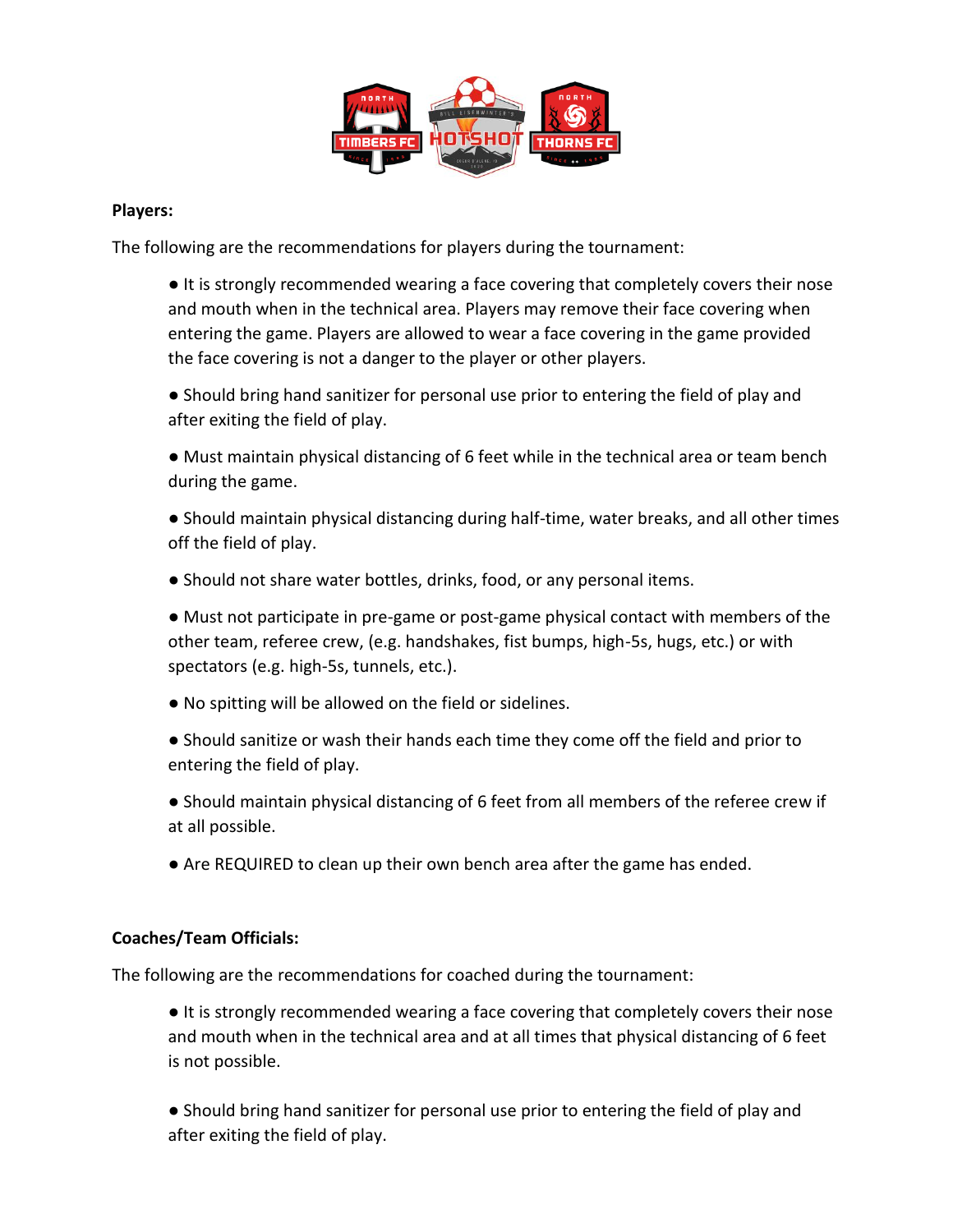**Players:**

The following are the recommendations for players during the tournament:

- It is strongly recommended wearing a face covering that completely covers their nose and mouth when in the technical area. Players may remove their face covering when entering the game. Players are allowed to wear a face covering in the game provided the face covering is not a danger to the player or other players.
- Should bring hand sanitizer for personal use prior to entering the field of play and after exiting the field of play.
- Must maintain physical distancing of 6 feet while in the technical area or team bench during the game.
- Should maintain physical distancing during half-time, water breaks, and all other times off the field of play.
- Should not share water bottles, drinks, food, or any personal items.
- Must not participate in pre-game or post-game physical contact with members of the other team, referee crew, (e.g. handshakes, fist bumps, high-5s, hugs, etc.) or with spectators (e.g. high-5s, tunnels, etc.).
- No spitting will be allowed on the field or sidelines.
- Should sanitize or wash their hands each time they come off the field and prior to entering the field of play.
- Should maintain physical distancing of 6 feet from all members of the referee crew if at all possible.
- Are REQUIRED to clean up their own bench area after the game has ended.

**Coaches/Team Officials:**

The following are the recommendations for coached during the tournament:

- It is strongly recommended wearing a face covering that completely covers their nose and mouth when in the technical area and at all times that physical distancing of 6 feet is not possible.
- Should bring hand sanitizer for personal use prior to entering the field of play and after exiting the field of play.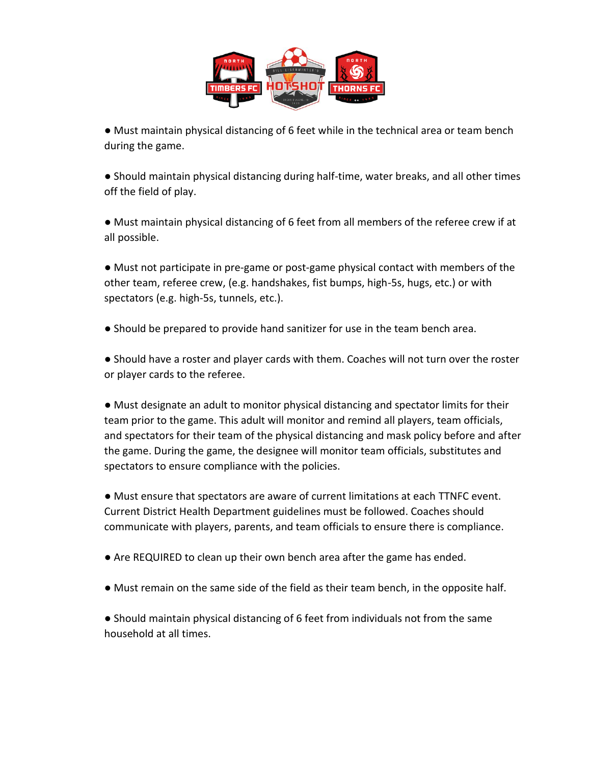- Must maintain physical distancing of 6 feet while in the technical area or team bench during the game.

- Should maintain physical distancing during half-time, water breaks, and all other times off the field of play.

- Must maintain physical distancing of 6 feet from all members of the referee crew if at all possible.

- Must not participate in pre-game or post-game physical contact with members of the other team, referee crew, (e.g. handshakes, fist bumps, high-5s, hugs, etc.) or with spectators (e.g. high-5s, tunnels, etc.).

- Should be prepared to provide hand sanitizer for use in the team bench area.

- Should have a roster and player cards with them. Coaches will not turn over the roster or player cards to the referee.

- Must designate an adult to monitor physical distancing and spectator limits for their team prior to the game. This adult will monitor and remind all players, team officials, and spectators for their team of the physical distancing and mask policy before and after the game. During the game, the designee will monitor team officials, substitutes and spectators to ensure compliance with the policies.

- Must ensure that spectators are aware of current limitations at each TTNFC event. Current District Health Department guidelines must be followed. Coaches should communicate with players, parents, and team officials to ensure there is compliance.

- Are REQUIRED to clean up their own bench area after the game has ended.

- Must remain on the same side of the field as their team bench, in the opposite half.

- Should maintain physical distancing of 6 feet from individuals not from the same household at all times.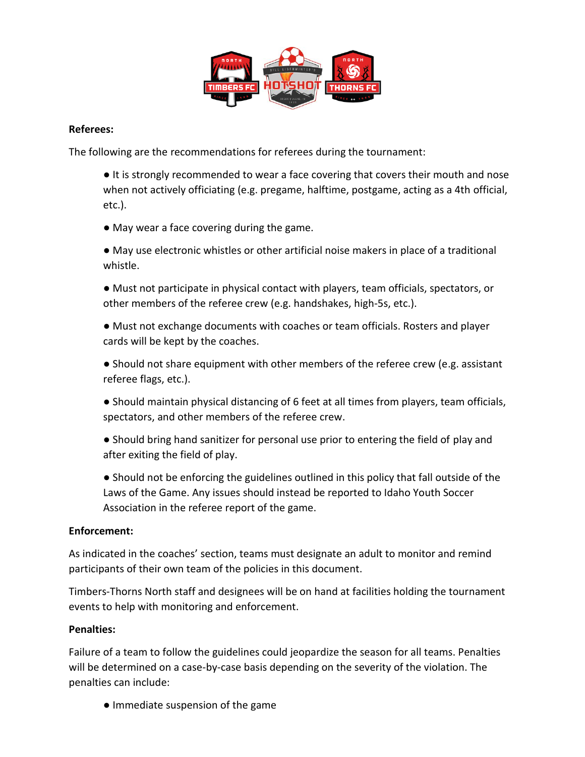**Referees:**

The following are the recommendations for referees during the tournament:

- It is strongly recommended to wear a face covering that covers their mouth and nose when not actively officiating (e.g. pregame, halftime, postgame, acting as a 4th official, etc.).
- May wear a face covering during the game.
- May use electronic whistles or other artificial noise makers in place of a traditional whistle.
- Must not participate in physical contact with players, team officials, spectators, or other members of the referee crew (e.g. handshakes, high-5s, etc.).
- Must not exchange documents with coaches or team officials. Rosters and player cards will be kept by the coaches.
- Should not share equipment with other members of the referee crew (e.g. assistant referee flags, etc.).
- Should maintain physical distancing of 6 feet at all times from players, team officials, spectators, and other members of the referee crew.
- Should bring hand sanitizer for personal use prior to entering the field of play and after exiting the field of play.
- Should not be enforcing the guidelines outlined in this policy that fall outside of the Laws of the Game. Any issues should instead be reported to Idaho Youth Soccer Association in the referee report of the game.

**Enforcement:**

As indicated in the coaches' section, teams must designate an adult to monitor and remind participants of their own team of the policies in this document.

Timbers-Thorns North staff and designees will be on hand at facilities holding the tournament events to help with monitoring and enforcement.

**Penalties:**

Failure of a team to follow the guidelines could jeopardize the season for all teams. Penalties will be determined on a case-by-case basis depending on the severity of the violation. The penalties can include:

- Immediate suspension of the game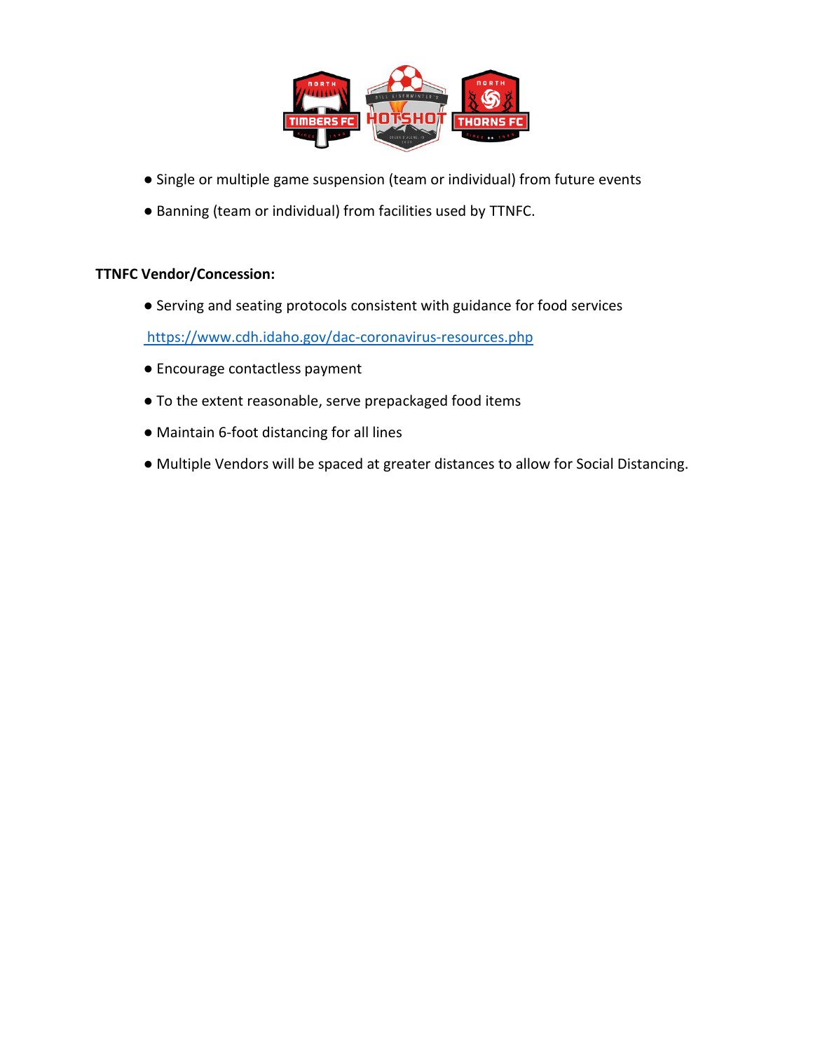- Single or multiple game suspension (team or individual) from future events
- Banning (team or individual) from facilities used by TTNFC.

**TTNFC Vendor/Concession:**

- Serving and seating protocols consistent with guidance for food services

  https://www.cdh.idaho.gov/dac-coronavirus-resources.php

- Encourage contactless payment
- To the extent reasonable, serve prepackaged food items
- Maintain 6-foot distancing for all lines
- Multiple Vendors will be spaced at greater distances to allow for Social Distancing.